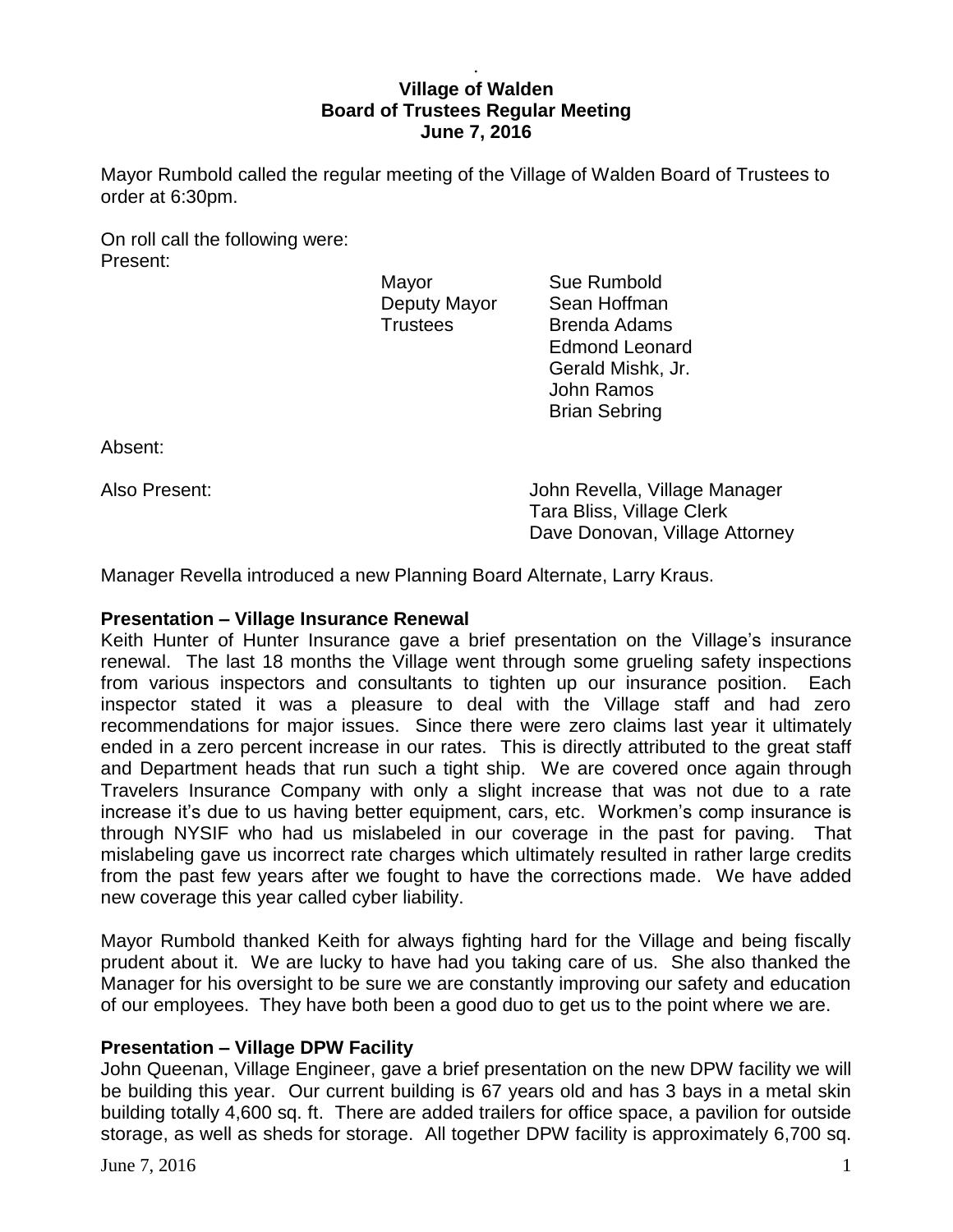# Village of Walden
## Board of Trustees Regular Meeting
## June 7, 2016

Mayor Rumbold called the regular meeting of the Village of Walden Board of Trustees to order at 6:30pm.

On roll call the following were:

Present:

| | |
|---|---|
| Mayor | Sue Rumbold |
| Deputy Mayor | Sean Hoffman |
| Trustees | Brenda Adams |
| | Edmond Leonard |
| | Gerald Mishk, Jr. |
| | John Ramos |
| | Brian Sebring |

Absent:

Also Present:
John Revella, Village Manager
Tara Bliss, Village Clerk
Dave Donovan, Village Attorney

Manager Revella introduced a new Planning Board Alternate, Larry Kraus.

**Presentation – Village Insurance Renewal**

Keith Hunter of Hunter Insurance gave a brief presentation on the Village's insurance renewal. The last 18 months the Village went through some grueling safety inspections from various inspectors and consultants to tighten up our insurance position. Each inspector stated it was a pleasure to deal with the Village staff and had zero recommendations for major issues. Since there were zero claims last year it ultimately ended in a zero percent increase in our rates. This is directly attributed to the great staff and Department heads that run such a tight ship. We are covered once again through Travelers Insurance Company with only a slight increase that was not due to a rate increase it's due to us having better equipment, cars, etc. Workmen's comp insurance is through NYSIF who had us mislabeled in our coverage in the past for paving. That mislabeling gave us incorrect rate charges which ultimately resulted in rather large credits from the past few years after we fought to have the corrections made. We have added new coverage this year called cyber liability.

Mayor Rumbold thanked Keith for always fighting hard for the Village and being fiscally prudent about it. We are lucky to have had you taking care of us. She also thanked the Manager for his oversight to be sure we are constantly improving our safety and education of our employees. They have both been a good duo to get us to the point where we are.

**Presentation – Village DPW Facility**

John Queenan, Village Engineer, gave a brief presentation on the new DPW facility we will be building this year. Our current building is 67 years old and has 3 bays in a metal skin building totally 4,600 sq. ft. There are added trailers for office space, a pavilion for outside storage, as well as sheds for storage. All together DPW facility is approximately 6,700 sq.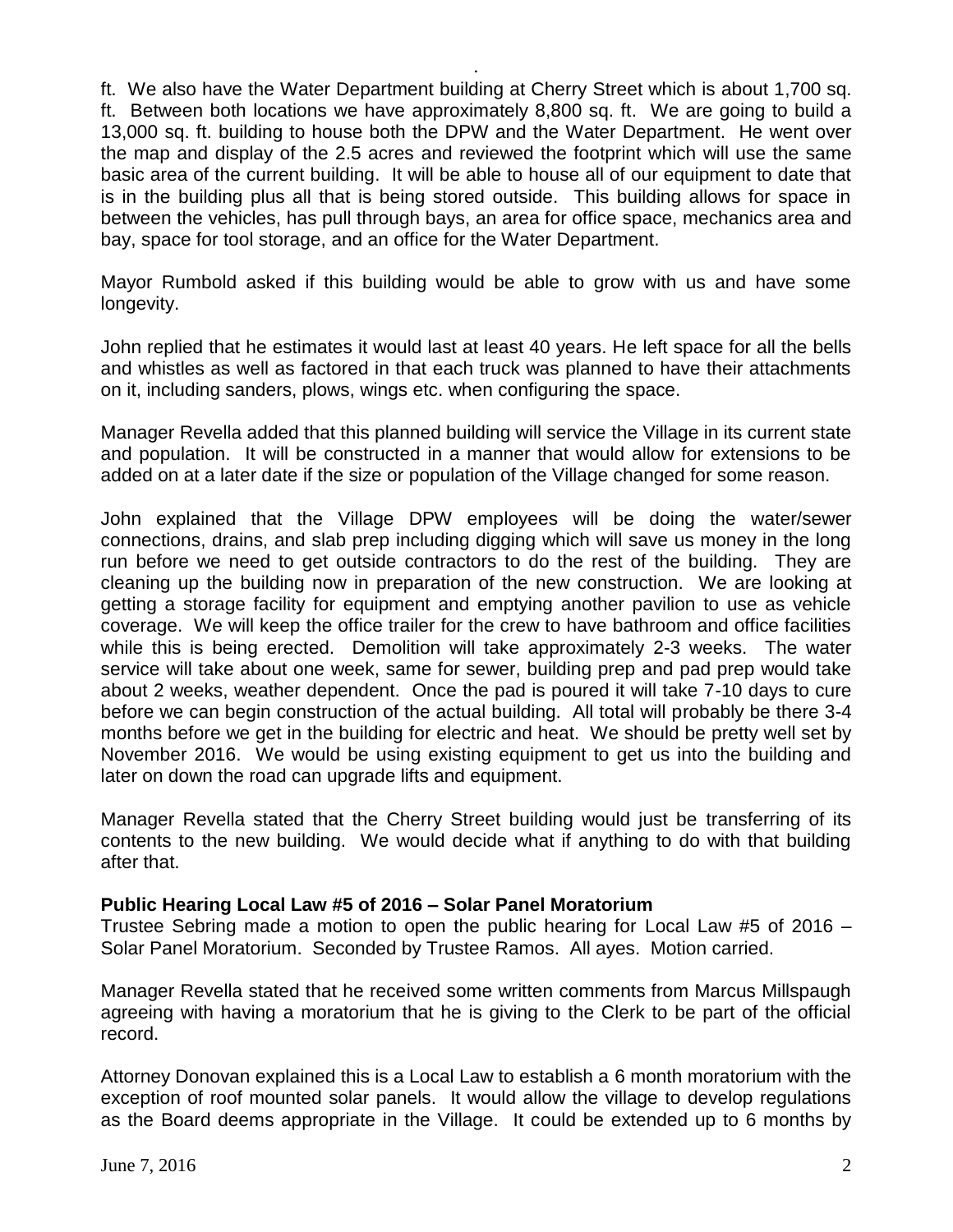ft. We also have the Water Department building at Cherry Street which is about 1,700 sq. ft. Between both locations we have approximately 8,800 sq. ft. We are going to build a 13,000 sq. ft. building to house both the DPW and the Water Department. He went over the map and display of the 2.5 acres and reviewed the footprint which will use the same basic area of the current building. It will be able to house all of our equipment to date that is in the building plus all that is being stored outside. This building allows for space in between the vehicles, has pull through bays, an area for office space, mechanics area and bay, space for tool storage, and an office for the Water Department.

Mayor Rumbold asked if this building would be able to grow with us and have some longevity.

John replied that he estimates it would last at least 40 years. He left space for all the bells and whistles as well as factored in that each truck was planned to have their attachments on it, including sanders, plows, wings etc. when configuring the space.

Manager Revella added that this planned building will service the Village in its current state and population. It will be constructed in a manner that would allow for extensions to be added on at a later date if the size or population of the Village changed for some reason.

John explained that the Village DPW employees will be doing the water/sewer connections, drains, and slab prep including digging which will save us money in the long run before we need to get outside contractors to do the rest of the building. They are cleaning up the building now in preparation of the new construction. We are looking at getting a storage facility for equipment and emptying another pavilion to use as vehicle coverage. We will keep the office trailer for the crew to have bathroom and office facilities while this is being erected. Demolition will take approximately 2-3 weeks. The water service will take about one week, same for sewer, building prep and pad prep would take about 2 weeks, weather dependent. Once the pad is poured it will take 7-10 days to cure before we can begin construction of the actual building. All total will probably be there 3-4 months before we get in the building for electric and heat. We should be pretty well set by November 2016. We would be using existing equipment to get us into the building and later on down the road can upgrade lifts and equipment.

Manager Revella stated that the Cherry Street building would just be transferring of its contents to the new building. We would decide what if anything to do with that building after that.

**Public Hearing Local Law #5 of 2016 – Solar Panel Moratorium**

Trustee Sebring made a motion to open the public hearing for Local Law #5 of 2016 – Solar Panel Moratorium. Seconded by Trustee Ramos. All ayes. Motion carried.

Manager Revella stated that he received some written comments from Marcus Millspaugh agreeing with having a moratorium that he is giving to the Clerk to be part of the official record.

Attorney Donovan explained this is a Local Law to establish a 6 month moratorium with the exception of roof mounted solar panels. It would allow the village to develop regulations as the Board deems appropriate in the Village. It could be extended up to 6 months by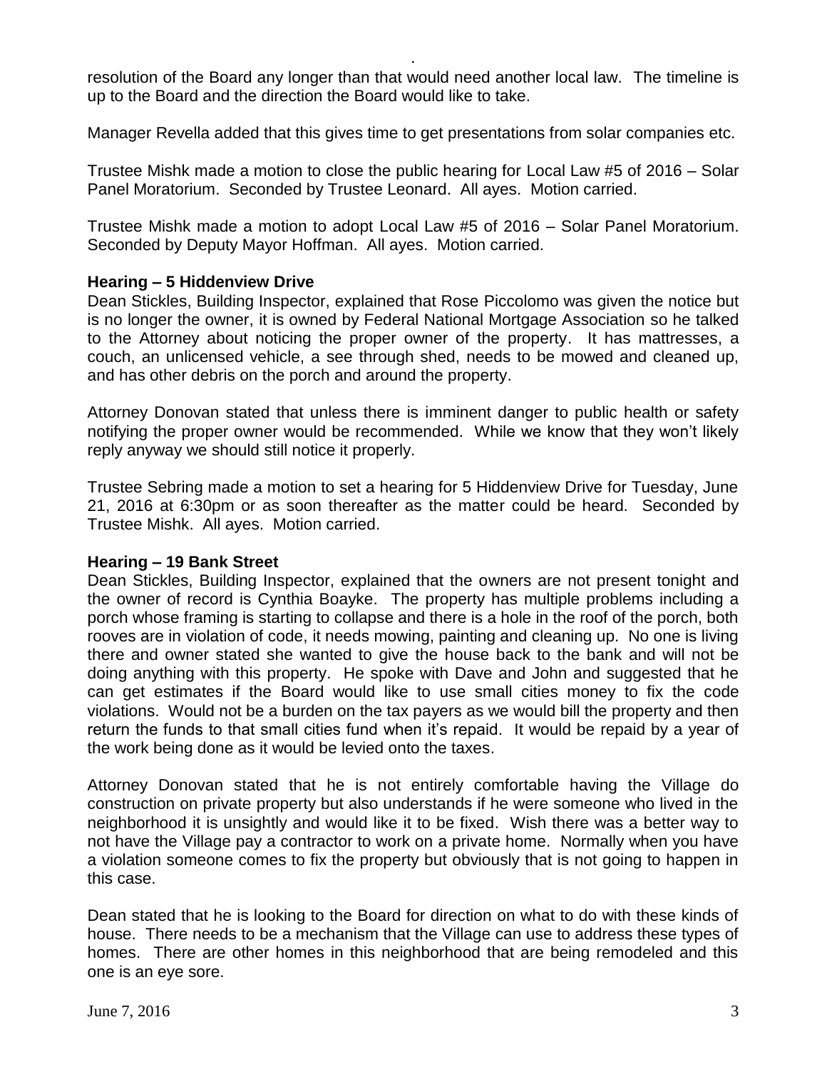resolution of the Board any longer than that would need another local law. The timeline is up to the Board and the direction the Board would like to take.

Manager Revella added that this gives time to get presentations from solar companies etc.

Trustee Mishk made a motion to close the public hearing for Local Law #5 of 2016 – Solar Panel Moratorium. Seconded by Trustee Leonard. All ayes. Motion carried.

Trustee Mishk made a motion to adopt Local Law #5 of 2016 – Solar Panel Moratorium. Seconded by Deputy Mayor Hoffman. All ayes. Motion carried.

**Hearing – 5 Hiddenview Drive**

Dean Stickles, Building Inspector, explained that Rose Piccolomo was given the notice but is no longer the owner, it is owned by Federal National Mortgage Association so he talked to the Attorney about noticing the proper owner of the property. It has mattresses, a couch, an unlicensed vehicle, a see through shed, needs to be mowed and cleaned up, and has other debris on the porch and around the property.

Attorney Donovan stated that unless there is imminent danger to public health or safety notifying the proper owner would be recommended. While we know that they won't likely reply anyway we should still notice it properly.

Trustee Sebring made a motion to set a hearing for 5 Hiddenview Drive for Tuesday, June 21, 2016 at 6:30pm or as soon thereafter as the matter could be heard. Seconded by Trustee Mishk. All ayes. Motion carried.

**Hearing – 19 Bank Street**

Dean Stickles, Building Inspector, explained that the owners are not present tonight and the owner of record is Cynthia Boayke. The property has multiple problems including a porch whose framing is starting to collapse and there is a hole in the roof of the porch, both rooves are in violation of code, it needs mowing, painting and cleaning up. No one is living there and owner stated she wanted to give the house back to the bank and will not be doing anything with this property. He spoke with Dave and John and suggested that he can get estimates if the Board would like to use small cities money to fix the code violations. Would not be a burden on the tax payers as we would bill the property and then return the funds to that small cities fund when it's repaid. It would be repaid by a year of the work being done as it would be levied onto the taxes.

Attorney Donovan stated that he is not entirely comfortable having the Village do construction on private property but also understands if he were someone who lived in the neighborhood it is unsightly and would like it to be fixed. Wish there was a better way to not have the Village pay a contractor to work on a private home. Normally when you have a violation someone comes to fix the property but obviously that is not going to happen in this case.

Dean stated that he is looking to the Board for direction on what to do with these kinds of house. There needs to be a mechanism that the Village can use to address these types of homes. There are other homes in this neighborhood that are being remodeled and this one is an eye sore.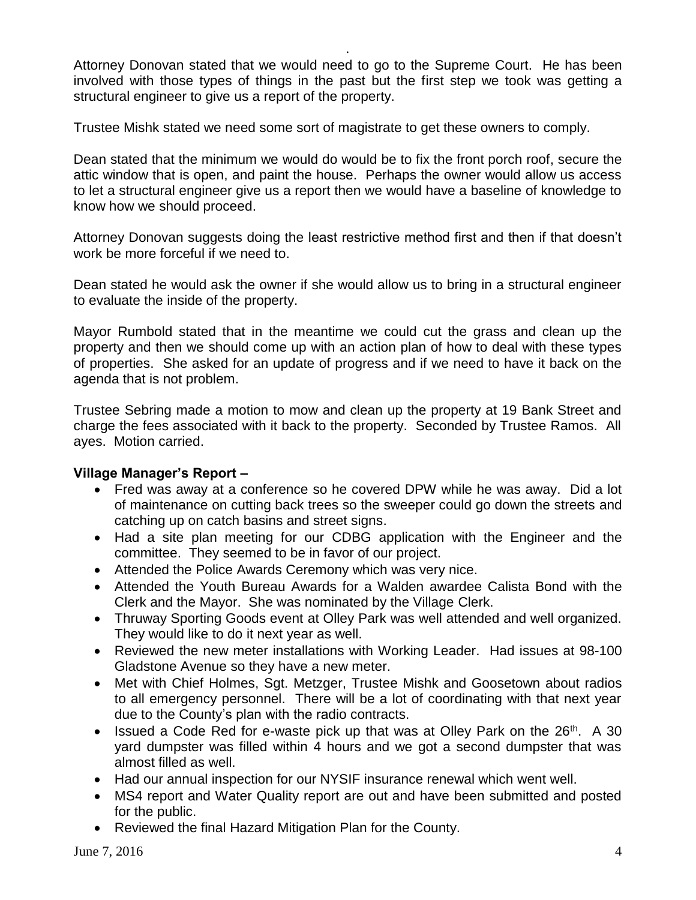Attorney Donovan stated that we would need to go to the Supreme Court. He has been involved with those types of things in the past but the first step we took was getting a structural engineer to give us a report of the property.

Trustee Mishk stated we need some sort of magistrate to get these owners to comply.

Dean stated that the minimum we would do would be to fix the front porch roof, secure the attic window that is open, and paint the house. Perhaps the owner would allow us access to let a structural engineer give us a report then we would have a baseline of knowledge to know how we should proceed.

Attorney Donovan suggests doing the least restrictive method first and then if that doesn't work be more forceful if we need to.

Dean stated he would ask the owner if she would allow us to bring in a structural engineer to evaluate the inside of the property.

Mayor Rumbold stated that in the meantime we could cut the grass and clean up the property and then we should come up with an action plan of how to deal with these types of properties. She asked for an update of progress and if we need to have it back on the agenda that is not problem.

Trustee Sebring made a motion to mow and clean up the property at 19 Bank Street and charge the fees associated with it back to the property. Seconded by Trustee Ramos. All ayes. Motion carried.

**Village Manager's Report –**

- Fred was away at a conference so he covered DPW while he was away. Did a lot of maintenance on cutting back trees so the sweeper could go down the streets and catching up on catch basins and street signs.
- Had a site plan meeting for our CDBG application with the Engineer and the committee. They seemed to be in favor of our project.
- Attended the Police Awards Ceremony which was very nice.
- Attended the Youth Bureau Awards for a Walden awardee Calista Bond with the Clerk and the Mayor. She was nominated by the Village Clerk.
- Thruway Sporting Goods event at Olley Park was well attended and well organized. They would like to do it next year as well.
- Reviewed the new meter installations with Working Leader. Had issues at 98-100 Gladstone Avenue so they have a new meter.
- Met with Chief Holmes, Sgt. Metzger, Trustee Mishk and Goosetown about radios to all emergency personnel. There will be a lot of coordinating with that next year due to the County's plan with the radio contracts.
- Issued a Code Red for e-waste pick up that was at Olley Park on the 26th. A 30 yard dumpster was filled within 4 hours and we got a second dumpster that was almost filled as well.
- Had our annual inspection for our NYSIF insurance renewal which went well.
- MS4 report and Water Quality report are out and have been submitted and posted for the public.
- Reviewed the final Hazard Mitigation Plan for the County.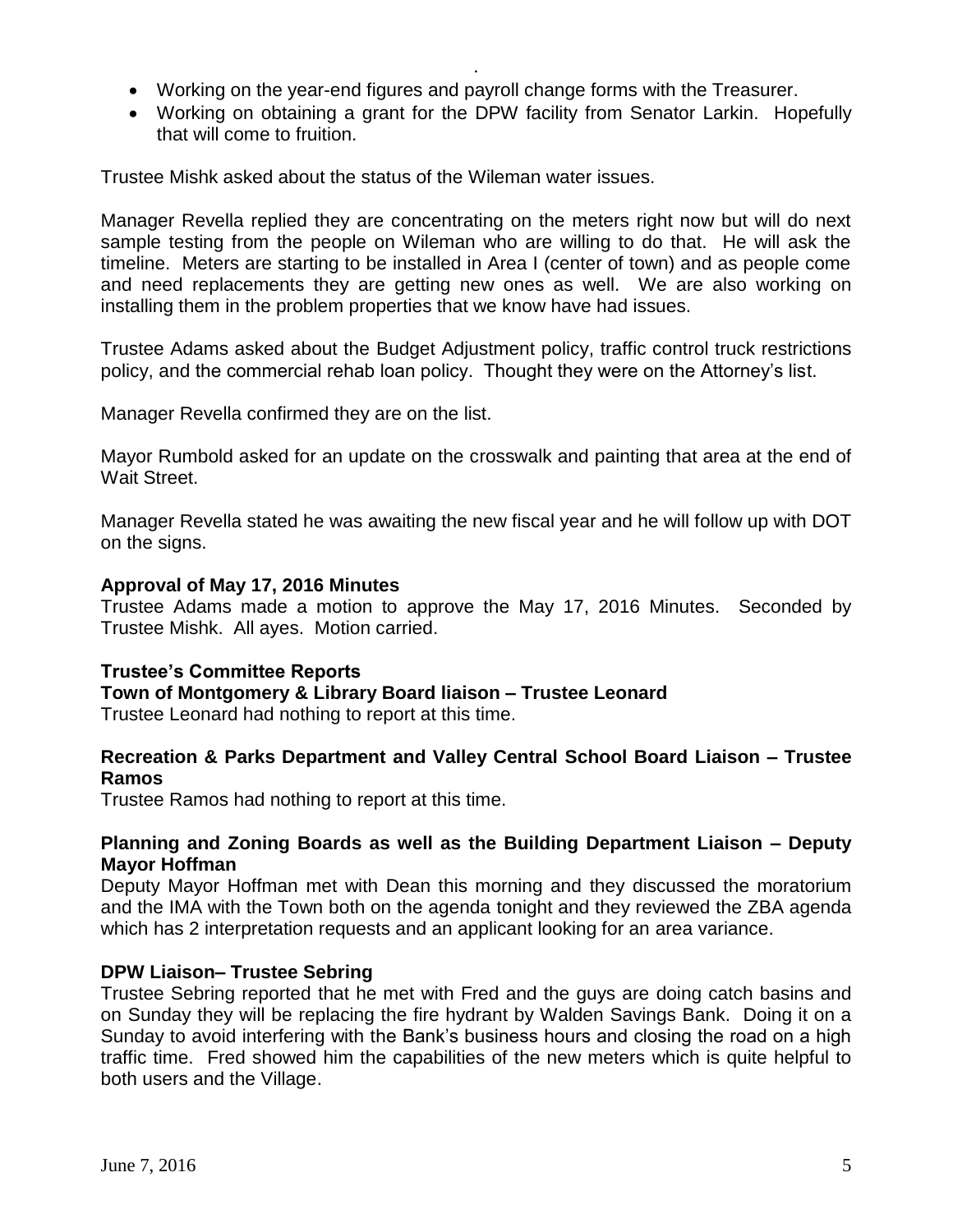- Working on the year-end figures and payroll change forms with the Treasurer.
- Working on obtaining a grant for the DPW facility from Senator Larkin. Hopefully that will come to fruition.

Trustee Mishk asked about the status of the Wileman water issues.

Manager Revella replied they are concentrating on the meters right now but will do next sample testing from the people on Wileman who are willing to do that. He will ask the timeline. Meters are starting to be installed in Area I (center of town) and as people come and need replacements they are getting new ones as well. We are also working on installing them in the problem properties that we know have had issues.

Trustee Adams asked about the Budget Adjustment policy, traffic control truck restrictions policy, and the commercial rehab loan policy. Thought they were on the Attorney's list.

Manager Revella confirmed they are on the list.

Mayor Rumbold asked for an update on the crosswalk and painting that area at the end of Wait Street.

Manager Revella stated he was awaiting the new fiscal year and he will follow up with DOT on the signs.

**Approval of May 17, 2016 Minutes**

Trustee Adams made a motion to approve the May 17, 2016 Minutes. Seconded by Trustee Mishk. All ayes. Motion carried.

**Trustee's Committee Reports**

**Town of Montgomery & Library Board liaison – Trustee Leonard**

Trustee Leonard had nothing to report at this time.

**Recreation & Parks Department and Valley Central School Board Liaison – Trustee Ramos**

Trustee Ramos had nothing to report at this time.

**Planning and Zoning Boards as well as the Building Department Liaison – Deputy Mayor Hoffman**

Deputy Mayor Hoffman met with Dean this morning and they discussed the moratorium and the IMA with the Town both on the agenda tonight and they reviewed the ZBA agenda which has 2 interpretation requests and an applicant looking for an area variance.

**DPW Liaison– Trustee Sebring**

Trustee Sebring reported that he met with Fred and the guys are doing catch basins and on Sunday they will be replacing the fire hydrant by Walden Savings Bank. Doing it on a Sunday to avoid interfering with the Bank's business hours and closing the road on a high traffic time. Fred showed him the capabilities of the new meters which is quite helpful to both users and the Village.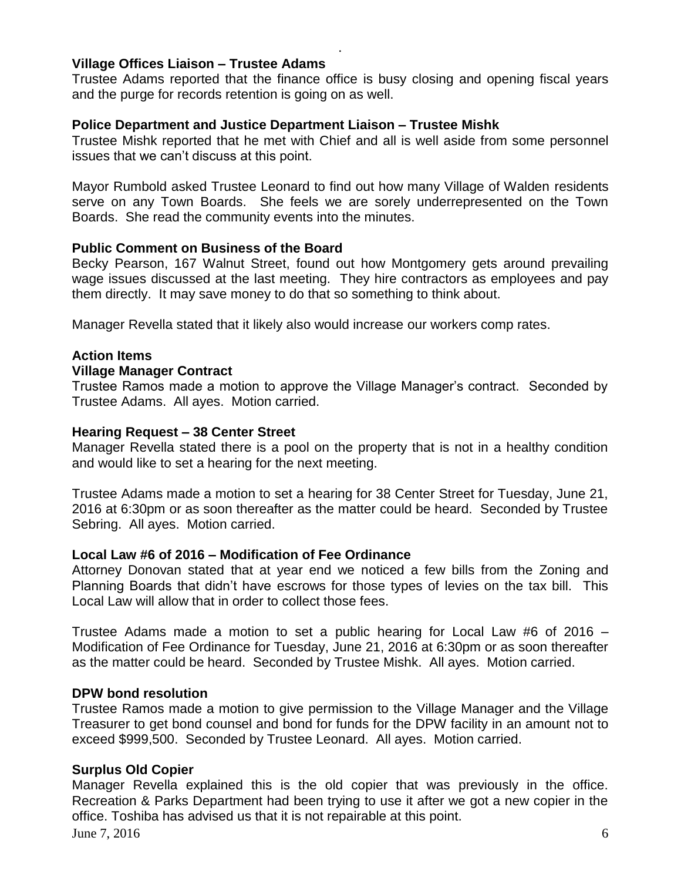**Village Offices Liaison – Trustee Adams**

Trustee Adams reported that the finance office is busy closing and opening fiscal years and the purge for records retention is going on as well.

**Police Department and Justice Department Liaison – Trustee Mishk**

Trustee Mishk reported that he met with Chief and all is well aside from some personnel issues that we can't discuss at this point.

Mayor Rumbold asked Trustee Leonard to find out how many Village of Walden residents serve on any Town Boards. She feels we are sorely underrepresented on the Town Boards. She read the community events into the minutes.

**Public Comment on Business of the Board**

Becky Pearson, 167 Walnut Street, found out how Montgomery gets around prevailing wage issues discussed at the last meeting. They hire contractors as employees and pay them directly. It may save money to do that so something to think about.

Manager Revella stated that it likely also would increase our workers comp rates.

**Action Items**

**Village Manager Contract**

Trustee Ramos made a motion to approve the Village Manager's contract. Seconded by Trustee Adams. All ayes. Motion carried.

**Hearing Request – 38 Center Street**

Manager Revella stated there is a pool on the property that is not in a healthy condition and would like to set a hearing for the next meeting.

Trustee Adams made a motion to set a hearing for 38 Center Street for Tuesday, June 21, 2016 at 6:30pm or as soon thereafter as the matter could be heard. Seconded by Trustee Sebring. All ayes. Motion carried.

**Local Law #6 of 2016 – Modification of Fee Ordinance**

Attorney Donovan stated that at year end we noticed a few bills from the Zoning and Planning Boards that didn't have escrows for those types of levies on the tax bill. This Local Law will allow that in order to collect those fees.

Trustee Adams made a motion to set a public hearing for Local Law #6 of 2016 – Modification of Fee Ordinance for Tuesday, June 21, 2016 at 6:30pm or as soon thereafter as the matter could be heard. Seconded by Trustee Mishk. All ayes. Motion carried.

**DPW bond resolution**

Trustee Ramos made a motion to give permission to the Village Manager and the Village Treasurer to get bond counsel and bond for funds for the DPW facility in an amount not to exceed $999,500. Seconded by Trustee Leonard. All ayes. Motion carried.

**Surplus Old Copier**

Manager Revella explained this is the old copier that was previously in the office. Recreation & Parks Department had been trying to use it after we got a new copier in the office. Toshiba has advised us that it is not repairable at this point.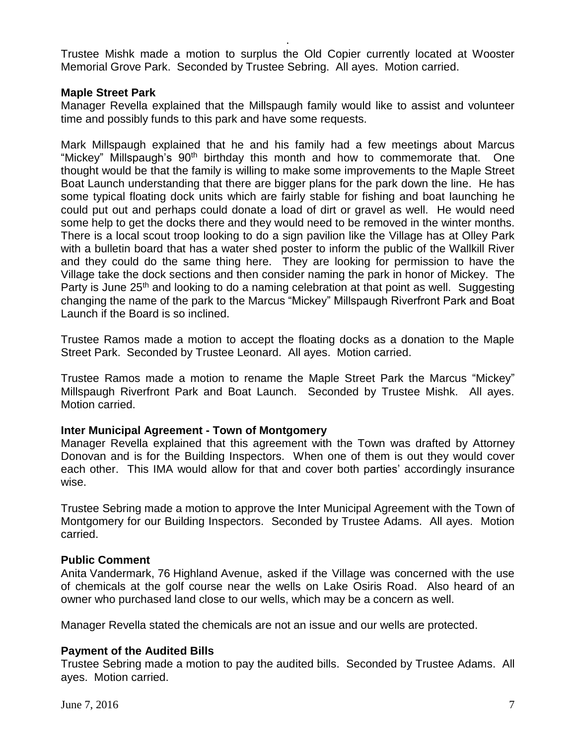Trustee Mishk made a motion to surplus the Old Copier currently located at Wooster Memorial Grove Park. Seconded by Trustee Sebring. All ayes. Motion carried.

**Maple Street Park**

Manager Revella explained that the Millspaugh family would like to assist and volunteer time and possibly funds to this park and have some requests.

Mark Millspaugh explained that he and his family had a few meetings about Marcus "Mickey" Millspaugh's 90th birthday this month and how to commemorate that. One thought would be that the family is willing to make some improvements to the Maple Street Boat Launch understanding that there are bigger plans for the park down the line. He has some typical floating dock units which are fairly stable for fishing and boat launching he could put out and perhaps could donate a load of dirt or gravel as well. He would need some help to get the docks there and they would need to be removed in the winter months. There is a local scout troop looking to do a sign pavilion like the Village has at Olley Park with a bulletin board that has a water shed poster to inform the public of the Wallkill River and they could do the same thing here. They are looking for permission to have the Village take the dock sections and then consider naming the park in honor of Mickey. The Party is June 25th and looking to do a naming celebration at that point as well. Suggesting changing the name of the park to the Marcus "Mickey" Millspaugh Riverfront Park and Boat Launch if the Board is so inclined.

Trustee Ramos made a motion to accept the floating docks as a donation to the Maple Street Park. Seconded by Trustee Leonard. All ayes. Motion carried.

Trustee Ramos made a motion to rename the Maple Street Park the Marcus "Mickey" Millspaugh Riverfront Park and Boat Launch. Seconded by Trustee Mishk. All ayes. Motion carried.

**Inter Municipal Agreement - Town of Montgomery**

Manager Revella explained that this agreement with the Town was drafted by Attorney Donovan and is for the Building Inspectors. When one of them is out they would cover each other. This IMA would allow for that and cover both parties' accordingly insurance wise.

Trustee Sebring made a motion to approve the Inter Municipal Agreement with the Town of Montgomery for our Building Inspectors. Seconded by Trustee Adams. All ayes. Motion carried.

**Public Comment**

Anita Vandermark, 76 Highland Avenue, asked if the Village was concerned with the use of chemicals at the golf course near the wells on Lake Osiris Road. Also heard of an owner who purchased land close to our wells, which may be a concern as well.

Manager Revella stated the chemicals are not an issue and our wells are protected.

**Payment of the Audited Bills**

Trustee Sebring made a motion to pay the audited bills. Seconded by Trustee Adams. All ayes. Motion carried.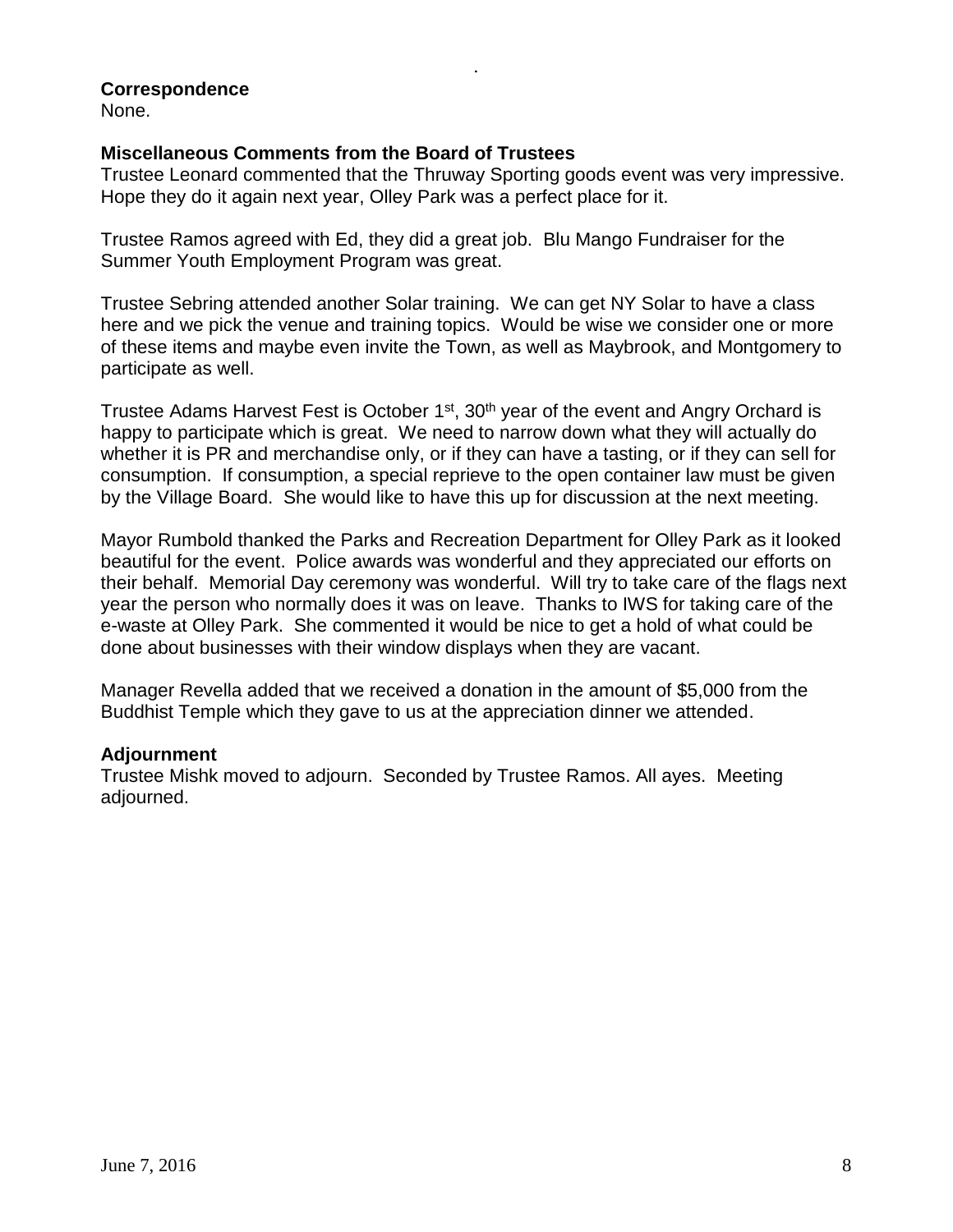**Correspondence**
None.

**Miscellaneous Comments from the Board of Trustees**
Trustee Leonard commented that the Thruway Sporting goods event was very impressive. Hope they do it again next year, Olley Park was a perfect place for it.

Trustee Ramos agreed with Ed, they did a great job. Blu Mango Fundraiser for the Summer Youth Employment Program was great.

Trustee Sebring attended another Solar training. We can get NY Solar to have a class here and we pick the venue and training topics. Would be wise we consider one or more of these items and maybe even invite the Town, as well as Maybrook, and Montgomery to participate as well.

Trustee Adams Harvest Fest is October 1st, 30th year of the event and Angry Orchard is happy to participate which is great. We need to narrow down what they will actually do whether it is PR and merchandise only, or if they can have a tasting, or if they can sell for consumption. If consumption, a special reprieve to the open container law must be given by the Village Board. She would like to have this up for discussion at the next meeting.

Mayor Rumbold thanked the Parks and Recreation Department for Olley Park as it looked beautiful for the event. Police awards was wonderful and they appreciated our efforts on their behalf. Memorial Day ceremony was wonderful. Will try to take care of the flags next year the person who normally does it was on leave. Thanks to IWS for taking care of the e-waste at Olley Park. She commented it would be nice to get a hold of what could be done about businesses with their window displays when they are vacant.

Manager Revella added that we received a donation in the amount of $5,000 from the Buddhist Temple which they gave to us at the appreciation dinner we attended.

**Adjournment**
Trustee Mishk moved to adjourn. Seconded by Trustee Ramos. All ayes. Meeting adjourned.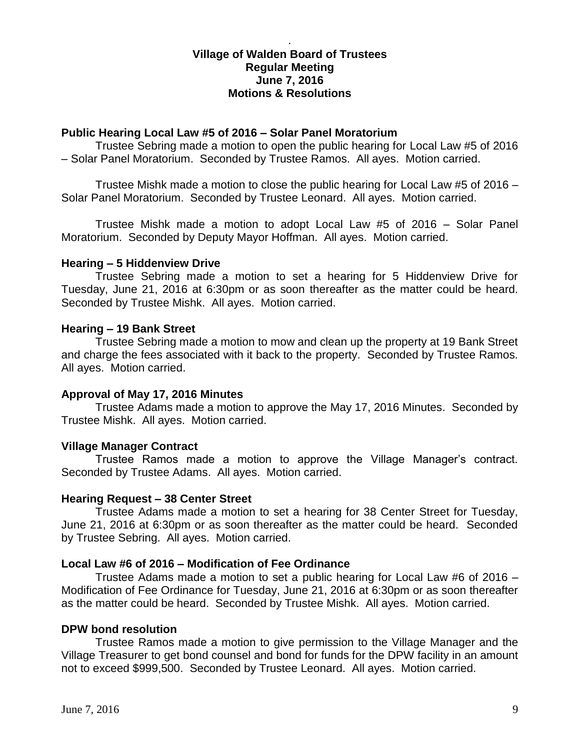# Village of Walden Board of Trustees
## Regular Meeting
## June 7, 2016
## Motions & Resolutions

**Public Hearing Local Law #5 of 2016 – Solar Panel Moratorium**

Trustee Sebring made a motion to open the public hearing for Local Law #5 of 2016 – Solar Panel Moratorium. Seconded by Trustee Ramos. All ayes. Motion carried.

Trustee Mishk made a motion to close the public hearing for Local Law #5 of 2016 – Solar Panel Moratorium. Seconded by Trustee Leonard. All ayes. Motion carried.

Trustee Mishk made a motion to adopt Local Law #5 of 2016 – Solar Panel Moratorium. Seconded by Deputy Mayor Hoffman. All ayes. Motion carried.

**Hearing – 5 Hiddenview Drive**

Trustee Sebring made a motion to set a hearing for 5 Hiddenview Drive for Tuesday, June 21, 2016 at 6:30pm or as soon thereafter as the matter could be heard. Seconded by Trustee Mishk. All ayes. Motion carried.

**Hearing – 19 Bank Street**

Trustee Sebring made a motion to mow and clean up the property at 19 Bank Street and charge the fees associated with it back to the property. Seconded by Trustee Ramos. All ayes. Motion carried.

**Approval of May 17, 2016 Minutes**

Trustee Adams made a motion to approve the May 17, 2016 Minutes. Seconded by Trustee Mishk. All ayes. Motion carried.

**Village Manager Contract**

Trustee Ramos made a motion to approve the Village Manager's contract. Seconded by Trustee Adams. All ayes. Motion carried.

**Hearing Request – 38 Center Street**

Trustee Adams made a motion to set a hearing for 38 Center Street for Tuesday, June 21, 2016 at 6:30pm or as soon thereafter as the matter could be heard. Seconded by Trustee Sebring. All ayes. Motion carried.

**Local Law #6 of 2016 – Modification of Fee Ordinance**

Trustee Adams made a motion to set a public hearing for Local Law #6 of 2016 – Modification of Fee Ordinance for Tuesday, June 21, 2016 at 6:30pm or as soon thereafter as the matter could be heard. Seconded by Trustee Mishk. All ayes. Motion carried.

**DPW bond resolution**

Trustee Ramos made a motion to give permission to the Village Manager and the Village Treasurer to get bond counsel and bond for funds for the DPW facility in an amount not to exceed $999,500. Seconded by Trustee Leonard. All ayes. Motion carried.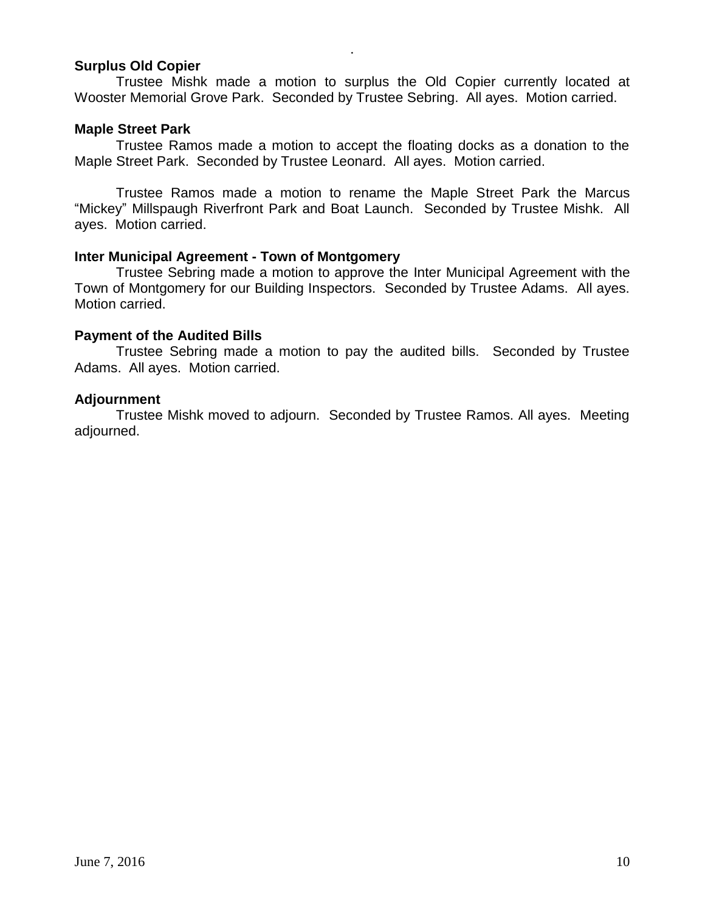**Surplus Old Copier**

Trustee Mishk made a motion to surplus the Old Copier currently located at Wooster Memorial Grove Park. Seconded by Trustee Sebring. All ayes. Motion carried.

**Maple Street Park**

Trustee Ramos made a motion to accept the floating docks as a donation to the Maple Street Park. Seconded by Trustee Leonard. All ayes. Motion carried.

Trustee Ramos made a motion to rename the Maple Street Park the Marcus "Mickey" Millspaugh Riverfront Park and Boat Launch. Seconded by Trustee Mishk. All ayes. Motion carried.

**Inter Municipal Agreement - Town of Montgomery**

Trustee Sebring made a motion to approve the Inter Municipal Agreement with the Town of Montgomery for our Building Inspectors. Seconded by Trustee Adams. All ayes. Motion carried.

**Payment of the Audited Bills**

Trustee Sebring made a motion to pay the audited bills. Seconded by Trustee Adams. All ayes. Motion carried.

**Adjournment**

Trustee Mishk moved to adjourn. Seconded by Trustee Ramos. All ayes. Meeting adjourned.